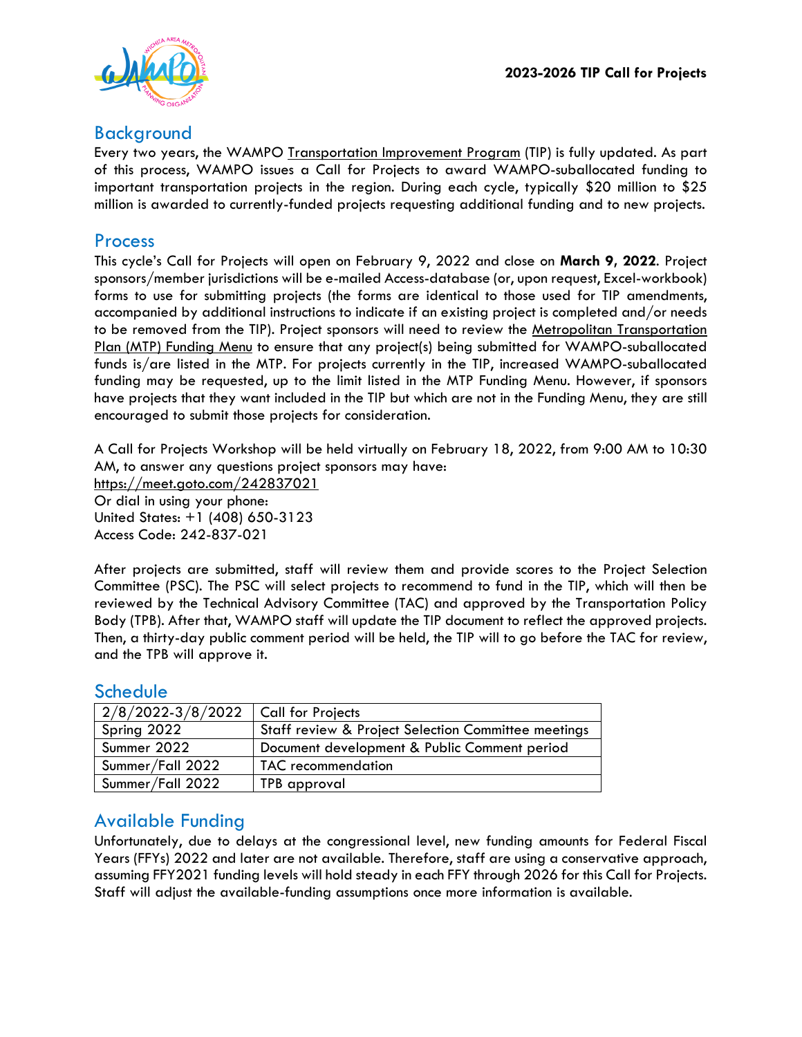# 2023-2026 TIP Call for Projects

## Background

Every two years, the WAMPO Transportation Improvement Program (TIP) is fully updated. As part of this process, WAMPO issues a Call for Projects to award WAMPO-suballocated funding to important transportation projects in the region. During each cycle, typically $20 million to $25 million is awarded to currently-funded projects requesting additional funding and to new projects.

## Process

This cycle's Call for Projects will open on February 9, 2022 and close on **March 9, 2022**. Project sponsors/member jurisdictions will be e-mailed Access-database (or, upon request, Excel-workbook) forms to use for submitting projects (the forms are identical to those used for TIP amendments, accompanied by additional instructions to indicate if an existing project is completed and/or needs to be removed from the TIP). Project sponsors will need to review the Metropolitan Transportation Plan (MTP) Funding Menu to ensure that any project(s) being submitted for WAMPO-suballocated funds is/are listed in the MTP. For projects currently in the TIP, increased WAMPO-suballocated funding may be requested, up to the limit listed in the MTP Funding Menu. However, if sponsors have projects that they want included in the TIP but which are not in the Funding Menu, they are still encouraged to submit those projects for consideration.

A Call for Projects Workshop will be held virtually on February 18, 2022, from 9:00 AM to 10:30 AM, to answer any questions project sponsors may have:
https://meet.goto.com/242837021
Or dial in using your phone:
United States: +1 (408) 650-3123
Access Code: 242-837-021

After projects are submitted, staff will review them and provide scores to the Project Selection Committee (PSC). The PSC will select projects to recommend to fund in the TIP, which will then be reviewed by the Technical Advisory Committee (TAC) and approved by the Transportation Policy Body (TPB). After that, WAMPO staff will update the TIP document to reflect the approved projects. Then, a thirty-day public comment period will be held, the TIP will to go before the TAC for review, and the TPB will approve it.

## Schedule

| 2/8/2022-3/8/2022 | Call for Projects |
|---|---|
| Spring 2022 | Staff review & Project Selection Committee meetings |
| Summer 2022 | Document development & Public Comment period |
| Summer/Fall 2022 | TAC recommendation |
| Summer/Fall 2022 | TPB approval |

## Available Funding

Unfortunately, due to delays at the congressional level, new funding amounts for Federal Fiscal Years (FFYs) 2022 and later are not available. Therefore, staff are using a conservative approach, assuming FFY2021 funding levels will hold steady in each FFY through 2026 for this Call for Projects. Staff will adjust the available-funding assumptions once more information is available.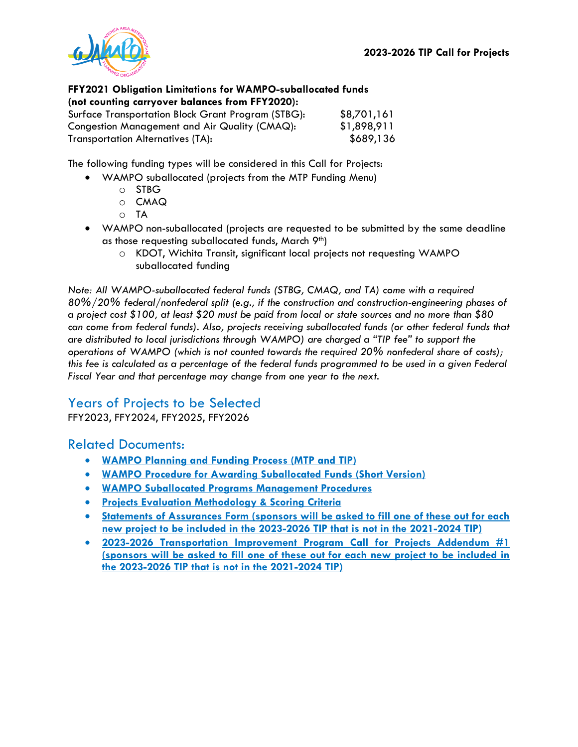**FFY2021 Obligation Limitations for WAMPO-suballocated funds (not counting carryover balances from FFY2020):**

| | |
|---|---|
| Surface Transportation Block Grant Program (STBG): | $8,701,161 |
| Congestion Management and Air Quality (CMAQ): | $1,898,911 |
| Transportation Alternatives (TA): | $689,136 |

The following funding types will be considered in this Call for Projects:

- WAMPO suballocated (projects from the MTP Funding Menu)
  - STBG
  - CMAQ
  - TA
- WAMPO non-suballocated (projects are requested to be submitted by the same deadline as those requesting suballocated funds, March 9th)
  - KDOT, Wichita Transit, significant local projects not requesting WAMPO suballocated funding

*Note: All WAMPO-suballocated federal funds (STBG, CMAQ, and TA) come with a required 80%/20% federal/nonfederal split (e.g., if the construction and construction-engineering phases of a project cost $100, at least $20 must be paid from local or state sources and no more than $80 can come from federal funds). Also, projects receiving suballocated funds (or other federal funds that are distributed to local jurisdictions through WAMPO) are charged a "TIP fee" to support the operations of WAMPO (which is not counted towards the required 20% nonfederal share of costs); this fee is calculated as a percentage of the federal funds programmed to be used in a given Federal Fiscal Year and that percentage may change from one year to the next.*

## Years of Projects to be Selected

FFY2023, FFY2024, FFY2025, FFY2026

## Related Documents:

- **WAMPO Planning and Funding Process (MTP and TIP)**
- **WAMPO Procedure for Awarding Suballocated Funds (Short Version)**
- **WAMPO Suballocated Programs Management Procedures**
- **Projects Evaluation Methodology & Scoring Criteria**
- **Statements of Assurances Form (sponsors will be asked to fill one of these out for each new project to be included in the 2023-2026 TIP that is not in the 2021-2024 TIP)**
- **2023-2026 Transportation Improvement Program Call for Projects Addendum #1 (sponsors will be asked to fill one of these out for each new project to be included in the 2023-2026 TIP that is not in the 2021-2024 TIP)**